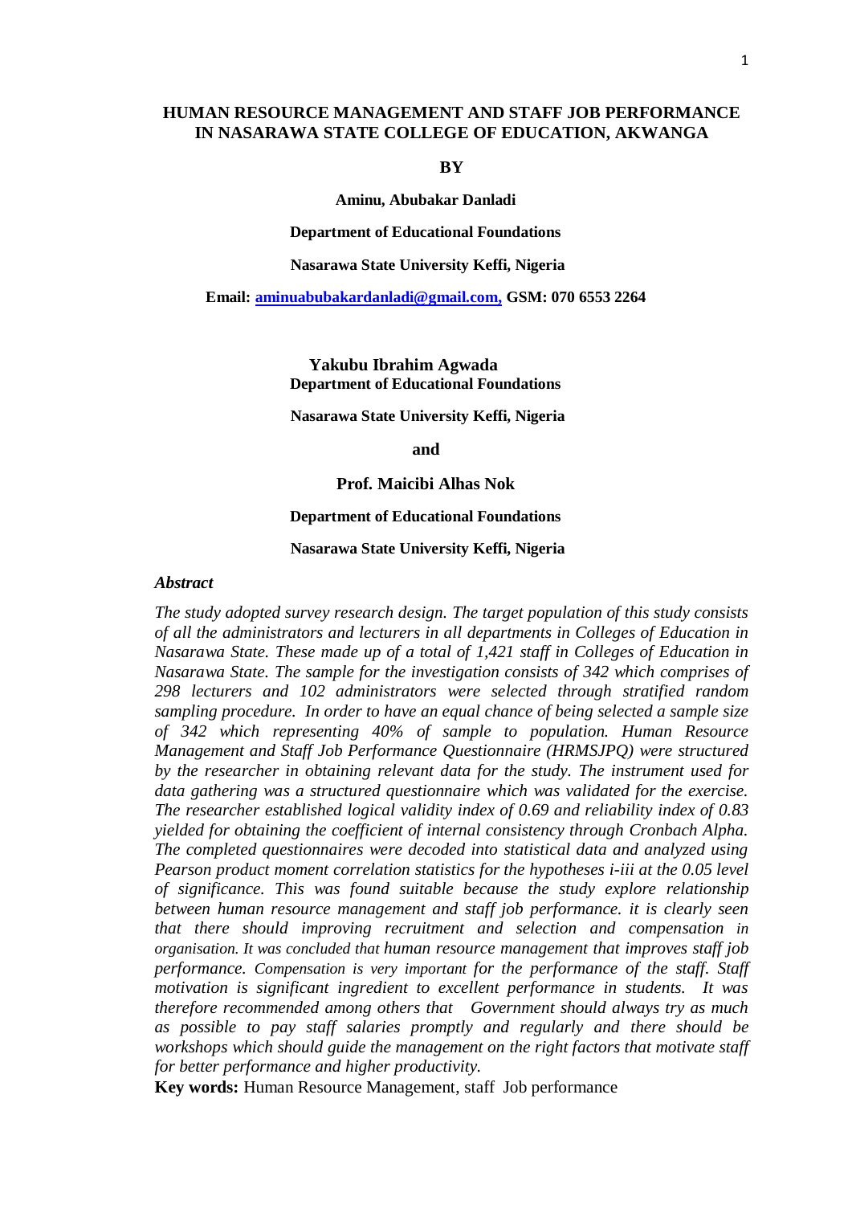# HUMAN RESOURCE MANAGEMENT AND STAFF JOB PERFORMANCE IN NASARAWA STATE COLLEGE OF EDUCATION, AKWANGA

**BY**

**Aminu, Abubakar Danladi**

**Department of Educational Foundations**

**Nasarawa State University Keffi, Nigeria**

**Email: aminuabubakardanladi@gmail.com, GSM: 070 6553 2264**

**Yakubu Ibrahim Agwada**

**Department of Educational Foundations**

**Nasarawa State University Keffi, Nigeria**

**and**

**Prof. Maicibi Alhas Nok**

**Department of Educational Foundations**

**Nasarawa State University Keffi, Nigeria**

***Abstract***

*The study adopted survey research design. The target population of this study consists of all the administrators and lecturers in all departments in Colleges of Education in Nasarawa State. These made up of a total of 1,421 staff in Colleges of Education in Nasarawa State. The sample for the investigation consists of 342 which comprises of 298 lecturers and 102 administrators were selected through stratified random sampling procedure. In order to have an equal chance of being selected a sample size of 342 which representing 40% of sample to population. Human Resource Management and Staff Job Performance Questionnaire (HRMSJPQ) were structured by the researcher in obtaining relevant data for the study. The instrument used for data gathering was a structured questionnaire which was validated for the exercise. The researcher established logical validity index of 0.69 and reliability index of 0.83 yielded for obtaining the coefficient of internal consistency through Cronbach Alpha. The completed questionnaires were decoded into statistical data and analyzed using Pearson product moment correlation statistics for the hypotheses i-iii at the 0.05 level of significance. This was found suitable because the study explore relationship between human resource management and staff job performance. it is clearly seen that there should improving recruitment and selection and compensation in organisation. It was concluded that human resource management that improves staff job performance. Compensation is very important for the performance of the staff. Staff motivation is significant ingredient to excellent performance in students. It was therefore recommended among others that Government should always try as much as possible to pay staff salaries promptly and regularly and there should be workshops which should guide the management on the right factors that motivate staff for better performance and higher productivity.*

**Key words:** Human Resource Management, staff Job performance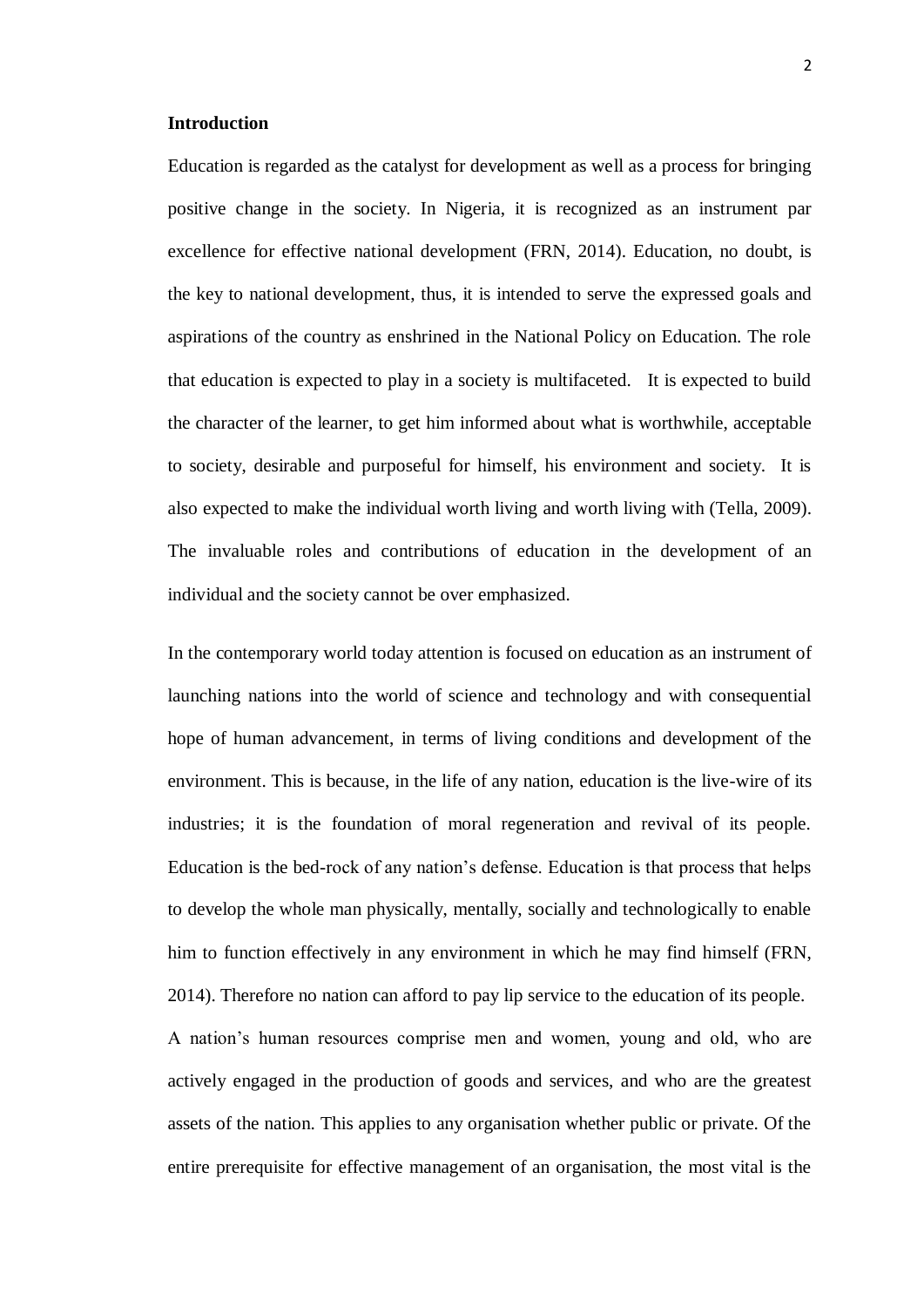**Introduction**

Education is regarded as the catalyst for development as well as a process for bringing positive change in the society. In Nigeria, it is recognized as an instrument par excellence for effective national development (FRN, 2014). Education, no doubt, is the key to national development, thus, it is intended to serve the expressed goals and aspirations of the country as enshrined in the National Policy on Education. The role that education is expected to play in a society is multifaceted. It is expected to build the character of the learner, to get him informed about what is worthwhile, acceptable to society, desirable and purposeful for himself, his environment and society. It is also expected to make the individual worth living and worth living with (Tella, 2009). The invaluable roles and contributions of education in the development of an individual and the society cannot be over emphasized.

In the contemporary world today attention is focused on education as an instrument of launching nations into the world of science and technology and with consequential hope of human advancement, in terms of living conditions and development of the environment. This is because, in the life of any nation, education is the live-wire of its industries; it is the foundation of moral regeneration and revival of its people. Education is the bed-rock of any nation's defense. Education is that process that helps to develop the whole man physically, mentally, socially and technologically to enable him to function effectively in any environment in which he may find himself (FRN, 2014). Therefore no nation can afford to pay lip service to the education of its people.

A nation's human resources comprise men and women, young and old, who are actively engaged in the production of goods and services, and who are the greatest assets of the nation. This applies to any organisation whether public or private. Of the entire prerequisite for effective management of an organisation, the most vital is the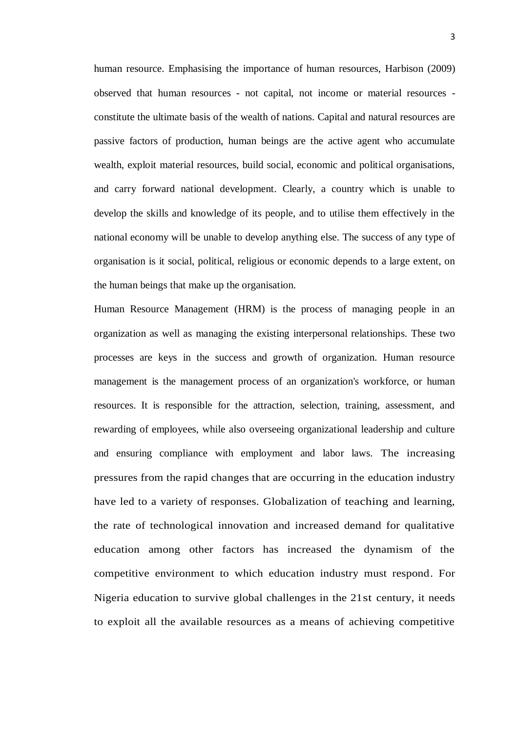human resource. Emphasising the importance of human resources, Harbison (2009) observed that human resources - not capital, not income or material resources - constitute the ultimate basis of the wealth of nations. Capital and natural resources are passive factors of production, human beings are the active agent who accumulate wealth, exploit material resources, build social, economic and political organisations, and carry forward national development. Clearly, a country which is unable to develop the skills and knowledge of its people, and to utilise them effectively in the national economy will be unable to develop anything else. The success of any type of organisation is it social, political, religious or economic depends to a large extent, on the human beings that make up the organisation.

Human Resource Management (HRM) is the process of managing people in an organization as well as managing the existing interpersonal relationships. These two processes are keys in the success and growth of organization. Human resource management is the management process of an organization's workforce, or human resources. It is responsible for the attraction, selection, training, assessment, and rewarding of employees, while also overseeing organizational leadership and culture and ensuring compliance with employment and labor laws. The increasing pressures from the rapid changes that are occurring in the education industry have led to a variety of responses. Globalization of teaching and learning, the rate of technological innovation and increased demand for qualitative education among other factors has increased the dynamism of the competitive environment to which education industry must respond. For Nigeria education to survive global challenges in the 21st century, it needs to exploit all the available resources as a means of achieving competitive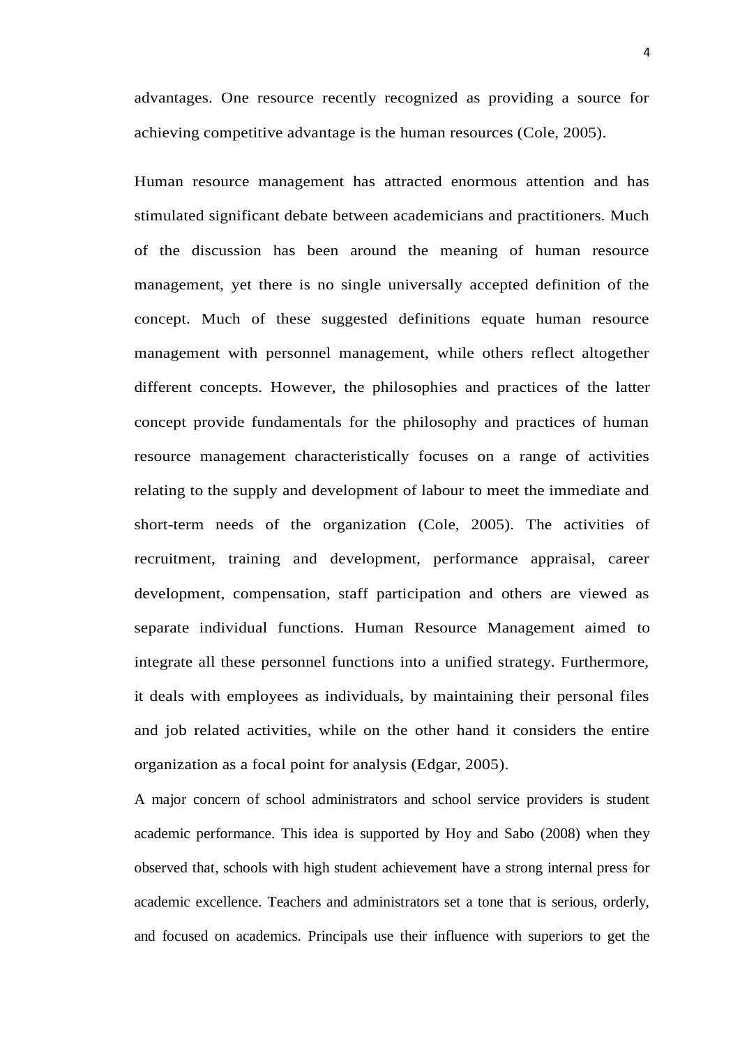advantages. One resource recently recognized as providing a source for achieving competitive advantage is the human resources (Cole, 2005).

Human resource management has attracted enormous attention and has stimulated significant debate between academicians and practitioners. Much of the discussion has been around the meaning of human resource management, yet there is no single universally accepted definition of the concept. Much of these suggested definitions equate human resource management with personnel management, while others reflect altogether different concepts. However, the philosophies and practices of the latter concept provide fundamentals for the philosophy and practices of human resource management characteristically focuses on a range of activities relating to the supply and development of labour to meet the immediate and short-term needs of the organization (Cole, 2005). The activities of recruitment, training and development, performance appraisal, career development, compensation, staff participation and others are viewed as separate individual functions. Human Resource Management aimed to integrate all these personnel functions into a unified strategy. Furthermore, it deals with employees as individuals, by maintaining their personal files and job related activities, while on the other hand it considers the entire organization as a focal point for analysis (Edgar, 2005).

A major concern of school administrators and school service providers is student academic performance. This idea is supported by Hoy and Sabo (2008) when they observed that, schools with high student achievement have a strong internal press for academic excellence. Teachers and administrators set a tone that is serious, orderly, and focused on academics. Principals use their influence with superiors to get the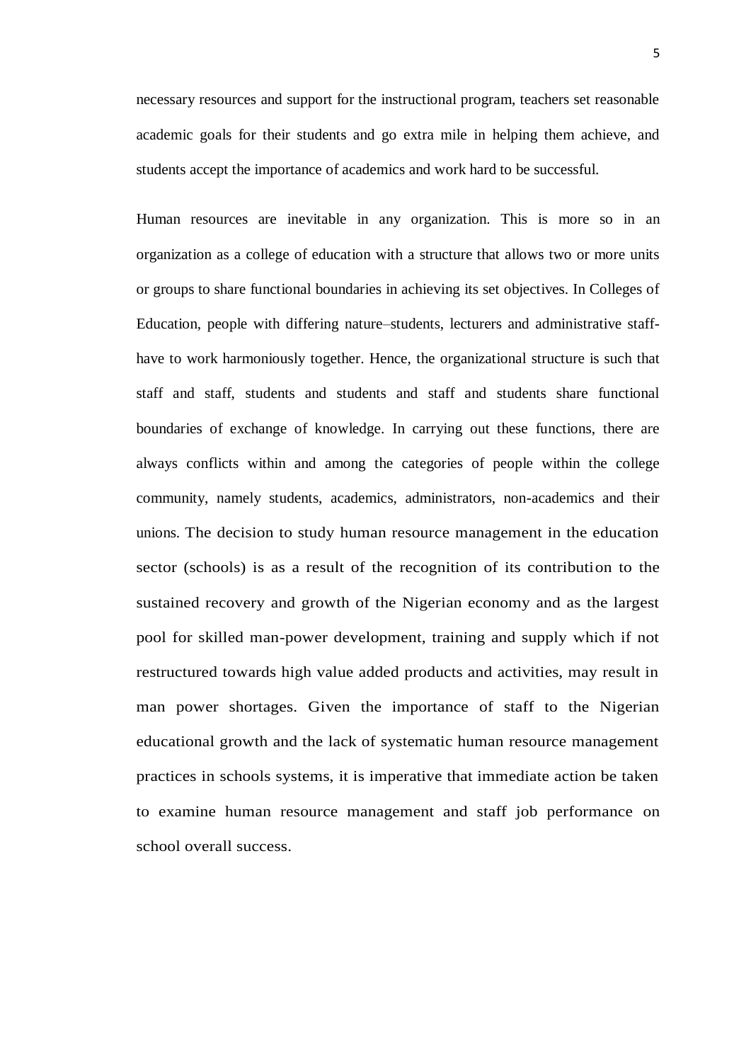necessary resources and support for the instructional program, teachers set reasonable academic goals for their students and go extra mile in helping them achieve, and students accept the importance of academics and work hard to be successful.

Human resources are inevitable in any organization. This is more so in an organization as a college of education with a structure that allows two or more units or groups to share functional boundaries in achieving its set objectives. In Colleges of Education, people with differing nature–students, lecturers and administrative staff-have to work harmoniously together. Hence, the organizational structure is such that staff and staff, students and students and staff and students share functional boundaries of exchange of knowledge. In carrying out these functions, there are always conflicts within and among the categories of people within the college community, namely students, academics, administrators, non-academics and their unions. The decision to study human resource management in the education sector (schools) is as a result of the recognition of its contribution to the sustained recovery and growth of the Nigerian economy and as the largest pool for skilled man-power development, training and supply which if not restructured towards high value added products and activities, may result in man power shortages. Given the importance of staff to the Nigerian educational growth and the lack of systematic human resource management practices in schools systems, it is imperative that immediate action be taken to examine human resource management and staff job performance on school overall success.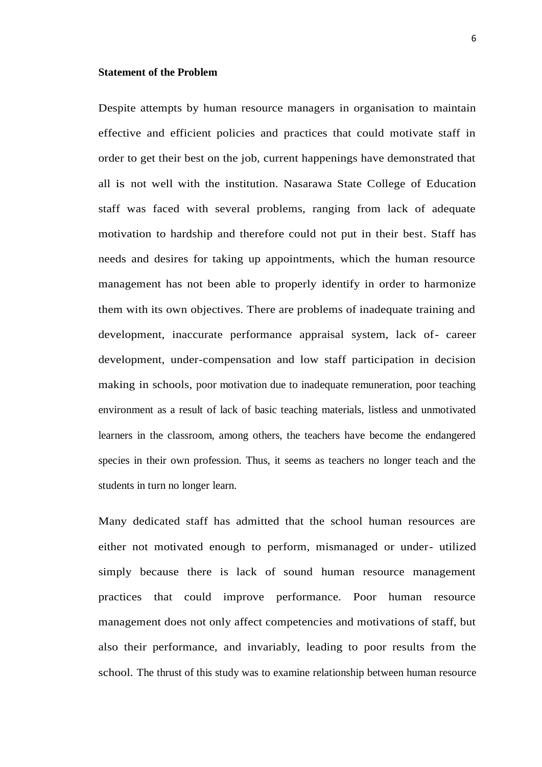**Statement of the Problem**

Despite attempts by human resource managers in organisation to maintain effective and efficient policies and practices that could motivate staff in order to get their best on the job, current happenings have demonstrated that all is not well with the institution. Nasarawa State College of Education staff was faced with several problems, ranging from lack of adequate motivation to hardship and therefore could not put in their best. Staff has needs and desires for taking up appointments, which the human resource management has not been able to properly identify in order to harmonize them with its own objectives. There are problems of inadequate training and development, inaccurate performance appraisal system, lack of- career development, under-compensation and low staff participation in decision making in schools, poor motivation due to inadequate remuneration, poor teaching environment as a result of lack of basic teaching materials, listless and unmotivated learners in the classroom, among others, the teachers have become the endangered species in their own profession. Thus, it seems as teachers no longer teach and the students in turn no longer learn.

Many dedicated staff has admitted that the school human resources are either not motivated enough to perform, mismanaged or under- utilized simply because there is lack of sound human resource management practices that could improve performance. Poor human resource management does not only affect competencies and motivations of staff, but also their performance, and invariably, leading to poor results from the school. The thrust of this study was to examine relationship between human resource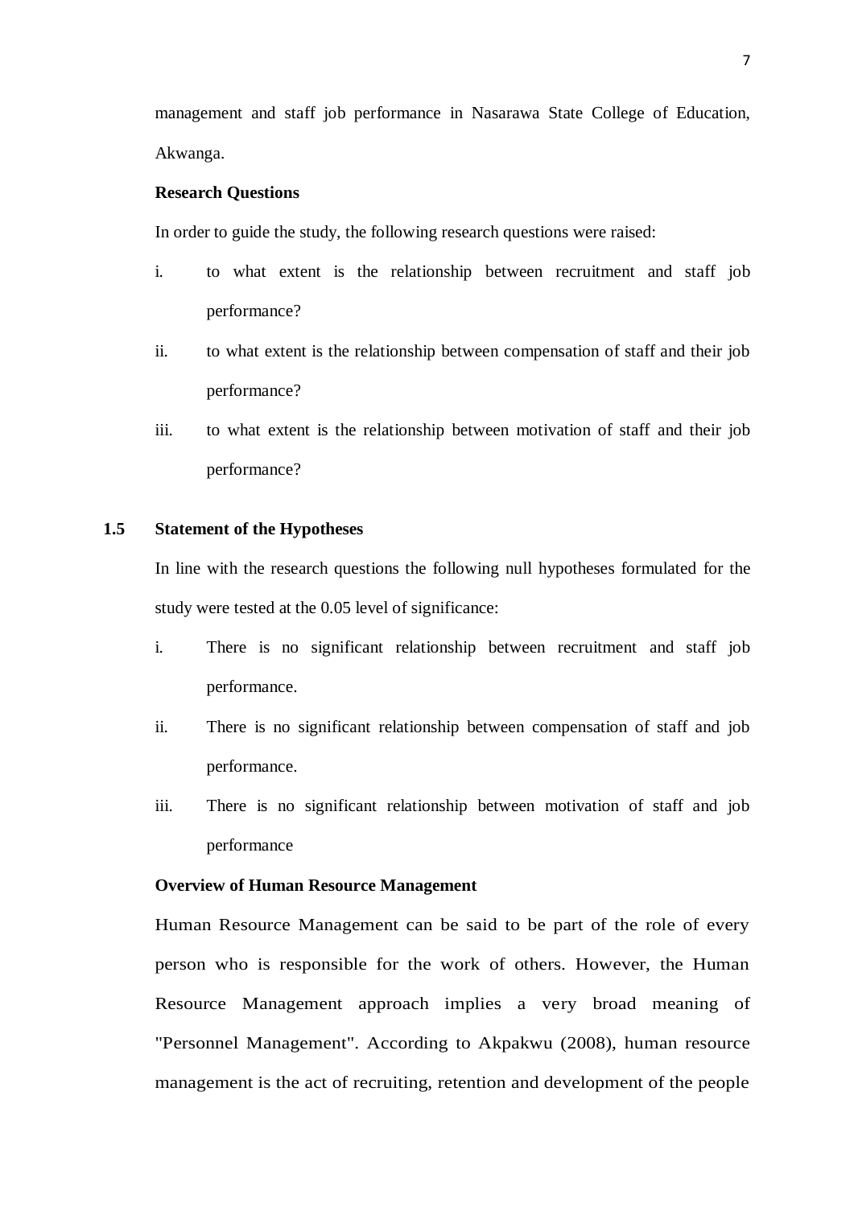management and staff job performance in Nasarawa State College of Education, Akwanga.

**Research Questions**

In order to guide the study, the following research questions were raised:

i. to what extent is the relationship between recruitment and staff job performance?

ii. to what extent is the relationship between compensation of staff and their job performance?

iii. to what extent is the relationship between motivation of staff and their job performance?

## 1.5 Statement of the Hypotheses

In line with the research questions the following null hypotheses formulated for the study were tested at the 0.05 level of significance:

i. There is no significant relationship between recruitment and staff job performance.

ii. There is no significant relationship between compensation of staff and job performance.

iii. There is no significant relationship between motivation of staff and job performance

**Overview of Human Resource Management**

Human Resource Management can be said to be part of the role of every person who is responsible for the work of others. However, the Human Resource Management approach implies a very broad meaning of "Personnel Management". According to Akpakwu (2008), human resource management is the act of recruiting, retention and development of the people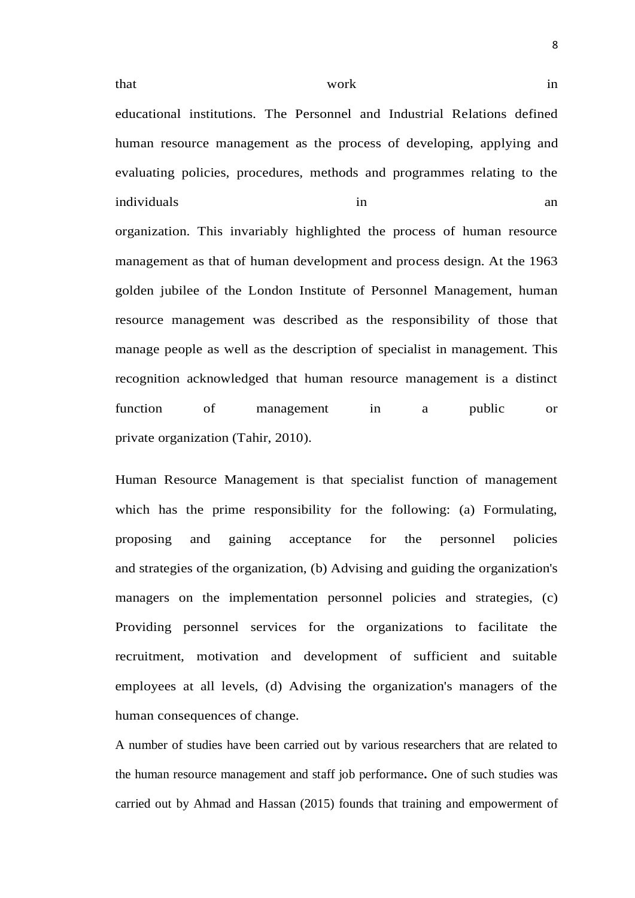that work in educational institutions. The Personnel and Industrial Relations defined human resource management as the process of developing, applying and evaluating policies, procedures, methods and programmes relating to the individuals in an organization. This invariably highlighted the process of human resource management as that of human development and process design. At the 1963 golden jubilee of the London Institute of Personnel Management, human resource management was described as the responsibility of those that manage people as well as the description of specialist in management. This recognition acknowledged that human resource management is a distinct function of management in a public or private organization (Tahir, 2010).

Human Resource Management is that specialist function of management which has the prime responsibility for the following: (a) Formulating, proposing and gaining acceptance for the personnel policies and strategies of the organization, (b) Advising and guiding the organization's managers on the implementation personnel policies and strategies, (c) Providing personnel services for the organizations to facilitate the recruitment, motivation and development of sufficient and suitable employees at all levels, (d) Advising the organization's managers of the human consequences of change.

A number of studies have been carried out by various researchers that are related to the human resource management and staff job performance**.** One of such studies was carried out by Ahmad and Hassan (2015) founds that training and empowerment of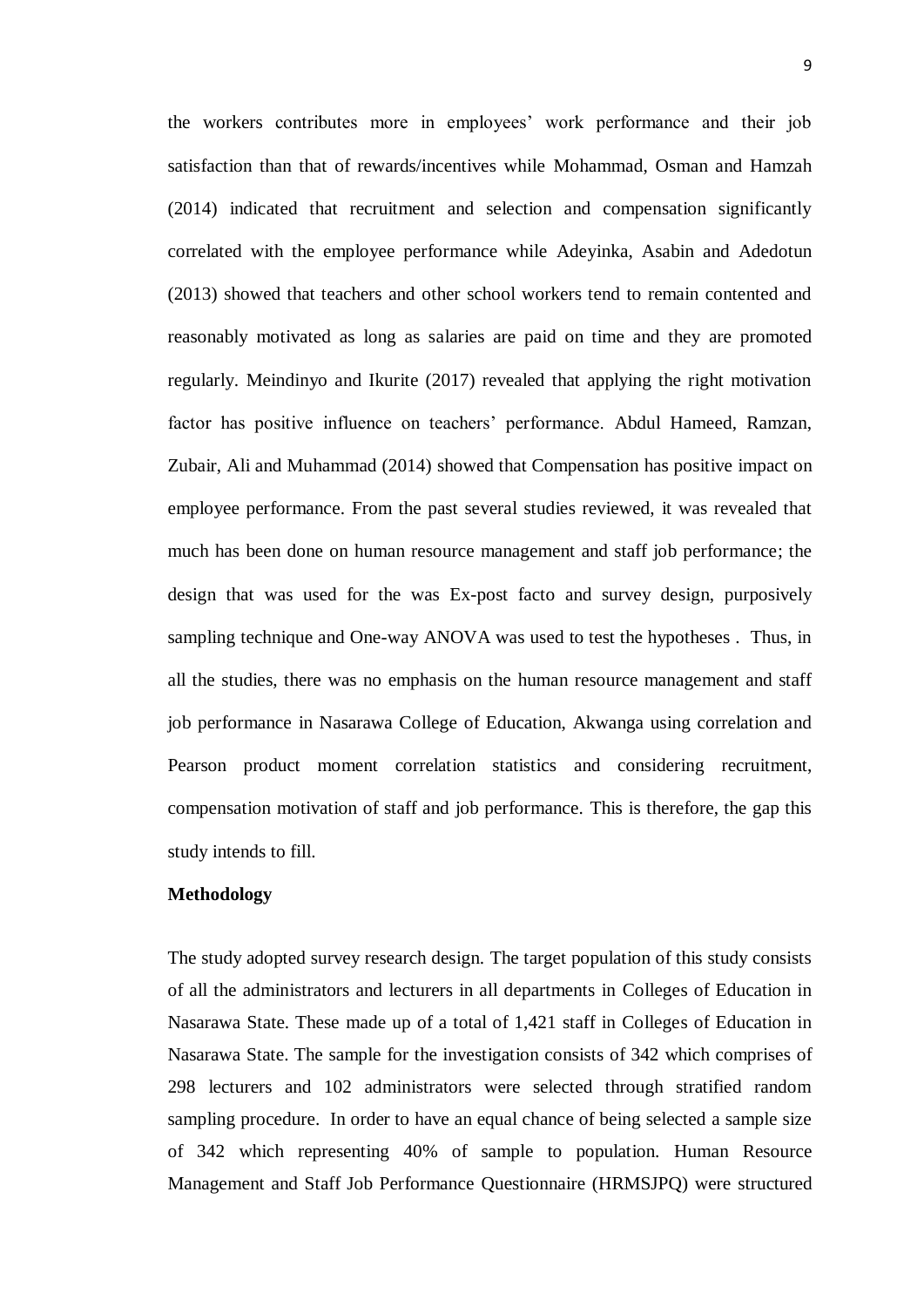the workers contributes more in employees' work performance and their job satisfaction than that of rewards/incentives while Mohammad, Osman and Hamzah (2014) indicated that recruitment and selection and compensation significantly correlated with the employee performance while Adeyinka, Asabin and Adedotun (2013) showed that teachers and other school workers tend to remain contented and reasonably motivated as long as salaries are paid on time and they are promoted regularly. Meindinyo and Ikurite (2017) revealed that applying the right motivation factor has positive influence on teachers' performance. Abdul Hameed, Ramzan, Zubair, Ali and Muhammad (2014) showed that Compensation has positive impact on employee performance. From the past several studies reviewed, it was revealed that much has been done on human resource management and staff job performance; the design that was used for the was Ex-post facto and survey design, purposively sampling technique and One-way ANOVA was used to test the hypotheses . Thus, in all the studies, there was no emphasis on the human resource management and staff job performance in Nasarawa College of Education, Akwanga using correlation and Pearson product moment correlation statistics and considering recruitment, compensation motivation of staff and job performance. This is therefore, the gap this study intends to fill.

**Methodology**

The study adopted survey research design. The target population of this study consists of all the administrators and lecturers in all departments in Colleges of Education in Nasarawa State. These made up of a total of 1,421 staff in Colleges of Education in Nasarawa State. The sample for the investigation consists of 342 which comprises of 298 lecturers and 102 administrators were selected through stratified random sampling procedure. In order to have an equal chance of being selected a sample size of 342 which representing 40% of sample to population. Human Resource Management and Staff Job Performance Questionnaire (HRMSJPQ) were structured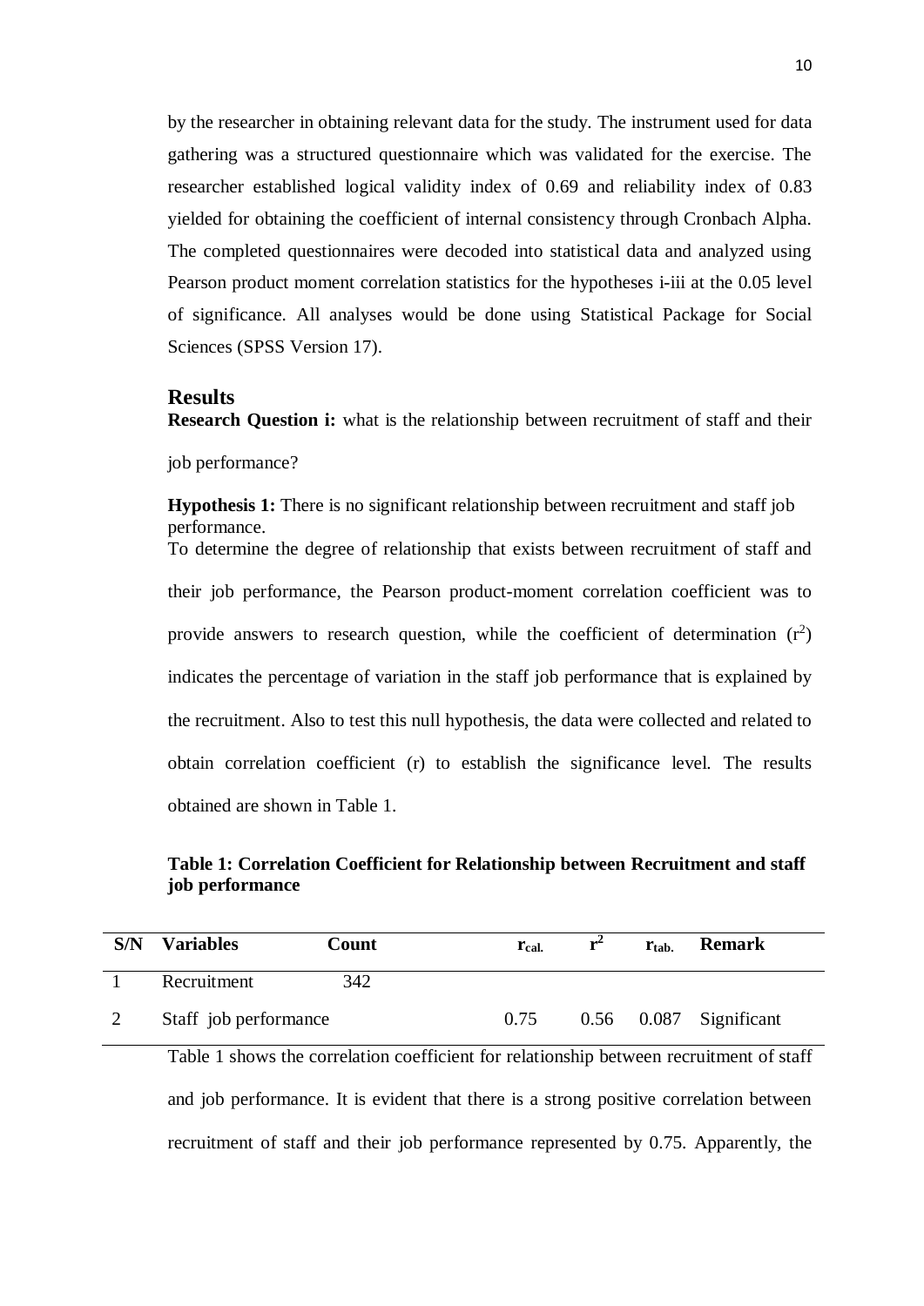by the researcher in obtaining relevant data for the study. The instrument used for data gathering was a structured questionnaire which was validated for the exercise. The researcher established logical validity index of 0.69 and reliability index of 0.83 yielded for obtaining the coefficient of internal consistency through Cronbach Alpha. The completed questionnaires were decoded into statistical data and analyzed using Pearson product moment correlation statistics for the hypotheses i-iii at the 0.05 level of significance. All analyses would be done using Statistical Package for Social Sciences (SPSS Version 17).

## Results

**Research Question i:** what is the relationship between recruitment of staff and their job performance?

**Hypothesis 1:** There is no significant relationship between recruitment and staff job performance.

To determine the degree of relationship that exists between recruitment of staff and their job performance, the Pearson product-moment correlation coefficient was to provide answers to research question, while the coefficient of determination ($r^2$) indicates the percentage of variation in the staff job performance that is explained by the recruitment. Also to test this null hypothesis, the data were collected and related to obtain correlation coefficient (r) to establish the significance level. The results obtained are shown in Table 1.

**Table 1: Correlation Coefficient for Relationship between Recruitment and staff job performance**

| S/N | Variables | Count | $r_{cal.}$ | $r^2$ | $r_{tab.}$ | Remark |
|---|---|---|---|---|---|---|
| 1 | Recruitment | 342 | | | | |
| 2 | Staff job performance | | 0.75 | 0.56 | 0.087 | Significant |

Table 1 shows the correlation coefficient for relationship between recruitment of staff and job performance. It is evident that there is a strong positive correlation between recruitment of staff and their job performance represented by 0.75. Apparently, the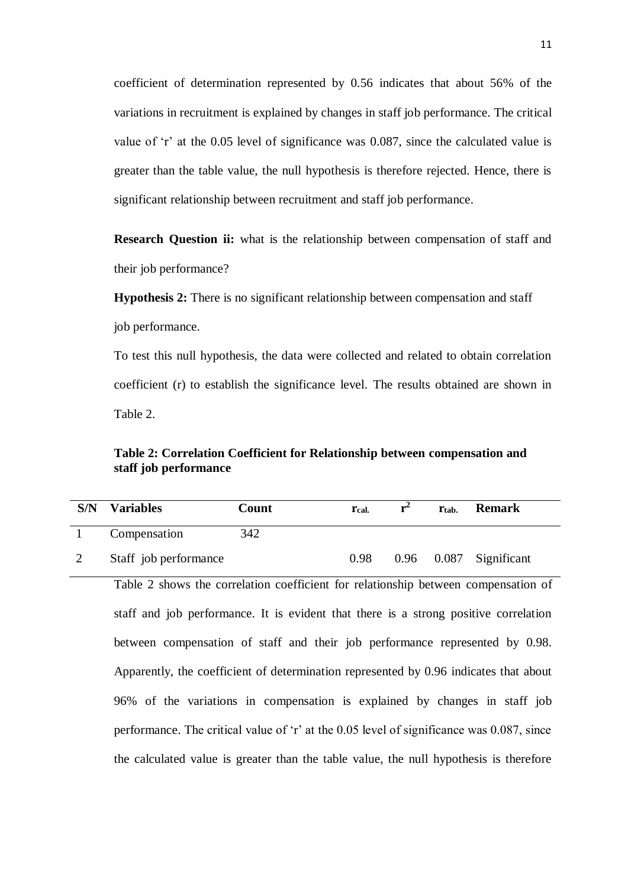coefficient of determination represented by 0.56 indicates that about 56% of the variations in recruitment is explained by changes in staff job performance. The critical value of 'r' at the 0.05 level of significance was 0.087, since the calculated value is greater than the table value, the null hypothesis is therefore rejected. Hence, there is significant relationship between recruitment and staff job performance.

**Research Question ii:** what is the relationship between compensation of staff and their job performance?

**Hypothesis 2:** There is no significant relationship between compensation and staff job performance.

To test this null hypothesis, the data were collected and related to obtain correlation coefficient (r) to establish the significance level. The results obtained are shown in Table 2.

**Table 2: Correlation Coefficient for Relationship between compensation and staff job performance**

| S/N | Variables | Count | $r_{cal.}$ | $r^2$ | $r_{tab.}$ | Remark |
|---|---|---|---|---|---|---|
| 1 | Compensation | 342 | | | | |
| 2 | Staff job performance | | 0.98 | 0.96 | 0.087 | Significant |

Table 2 shows the correlation coefficient for relationship between compensation of staff and job performance. It is evident that there is a strong positive correlation between compensation of staff and their job performance represented by 0.98. Apparently, the coefficient of determination represented by 0.96 indicates that about 96% of the variations in compensation is explained by changes in staff job performance. The critical value of 'r' at the 0.05 level of significance was 0.087, since the calculated value is greater than the table value, the null hypothesis is therefore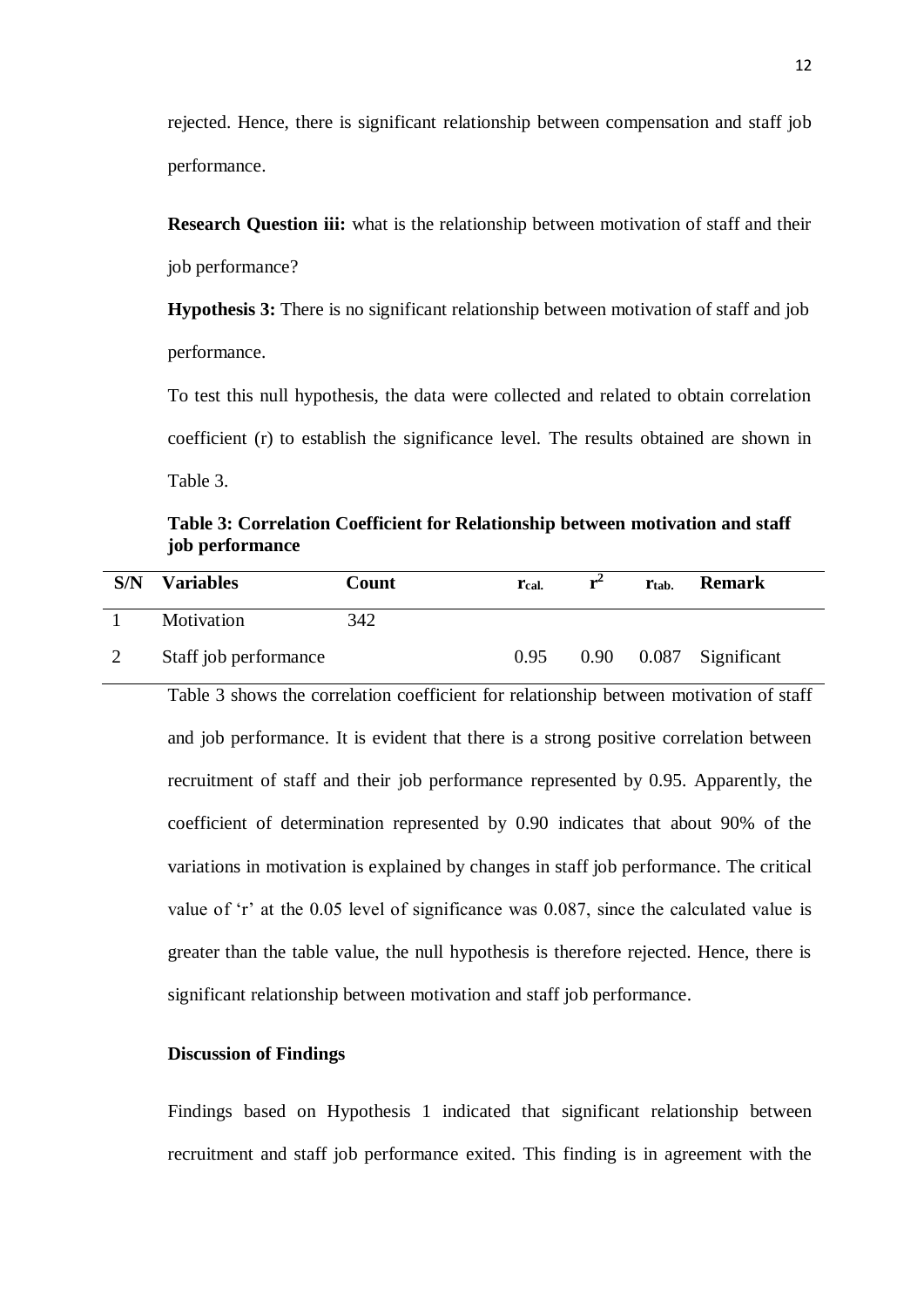rejected. Hence, there is significant relationship between compensation and staff job performance.

**Research Question iii:** what is the relationship between motivation of staff and their job performance?

**Hypothesis 3:** There is no significant relationship between motivation of staff and job performance.

To test this null hypothesis, the data were collected and related to obtain correlation coefficient (r) to establish the significance level. The results obtained are shown in Table 3.

**Table 3: Correlation Coefficient for Relationship between motivation and staff job performance**

| S/N | Variables | Count | $r_{cal.}$ | $r^2$ | $r_{tab.}$ | Remark |
|---|---|---|---|---|---|---|
| 1 | Motivation | 342 | | | | |
| 2 | Staff job performance | | 0.95 | 0.90 | 0.087 | Significant |

Table 3 shows the correlation coefficient for relationship between motivation of staff and job performance. It is evident that there is a strong positive correlation between recruitment of staff and their job performance represented by 0.95. Apparently, the coefficient of determination represented by 0.90 indicates that about 90% of the variations in motivation is explained by changes in staff job performance. The critical value of 'r' at the 0.05 level of significance was 0.087, since the calculated value is greater than the table value, the null hypothesis is therefore rejected. Hence, there is significant relationship between motivation and staff job performance.

**Discussion of Findings**

Findings based on Hypothesis 1 indicated that significant relationship between recruitment and staff job performance exited. This finding is in agreement with the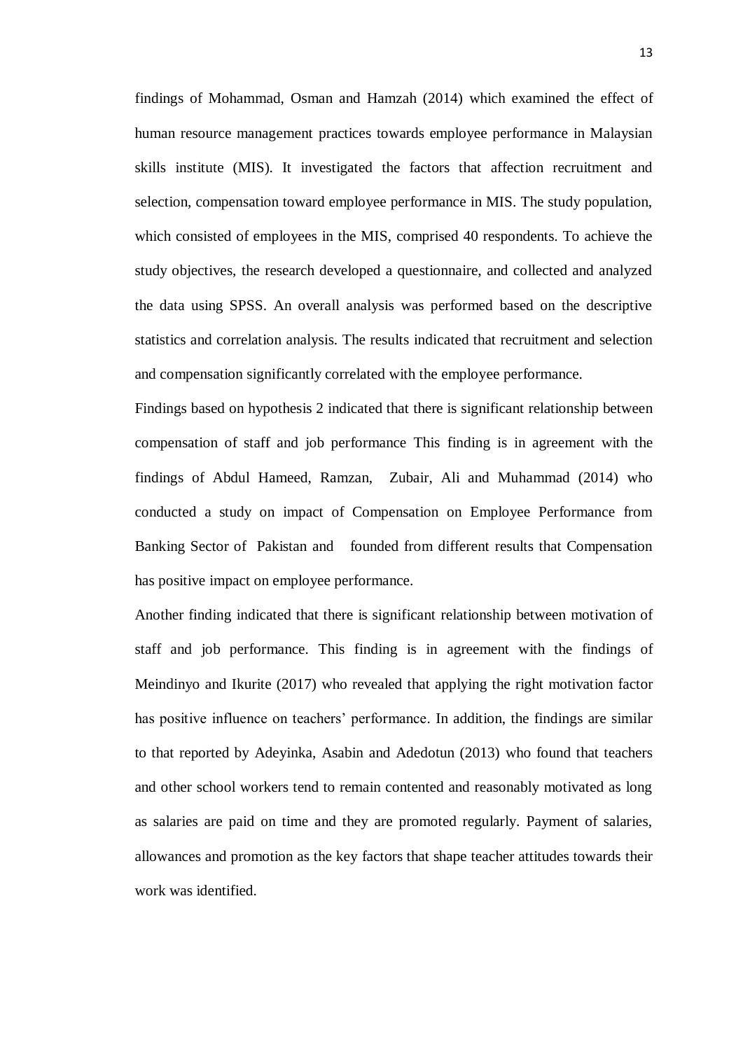findings of Mohammad, Osman and Hamzah (2014) which examined the effect of human resource management practices towards employee performance in Malaysian skills institute (MIS). It investigated the factors that affection recruitment and selection, compensation toward employee performance in MIS. The study population, which consisted of employees in the MIS, comprised 40 respondents. To achieve the study objectives, the research developed a questionnaire, and collected and analyzed the data using SPSS. An overall analysis was performed based on the descriptive statistics and correlation analysis. The results indicated that recruitment and selection and compensation significantly correlated with the employee performance.

Findings based on hypothesis 2 indicated that there is significant relationship between compensation of staff and job performance This finding is in agreement with the findings of Abdul Hameed, Ramzan, Zubair, Ali and Muhammad (2014) who conducted a study on impact of Compensation on Employee Performance from Banking Sector of Pakistan and founded from different results that Compensation has positive impact on employee performance.

Another finding indicated that there is significant relationship between motivation of staff and job performance. This finding is in agreement with the findings of Meindinyo and Ikurite (2017) who revealed that applying the right motivation factor has positive influence on teachers' performance. In addition, the findings are similar to that reported by Adeyinka, Asabin and Adedotun (2013) who found that teachers and other school workers tend to remain contented and reasonably motivated as long as salaries are paid on time and they are promoted regularly. Payment of salaries, allowances and promotion as the key factors that shape teacher attitudes towards their work was identified.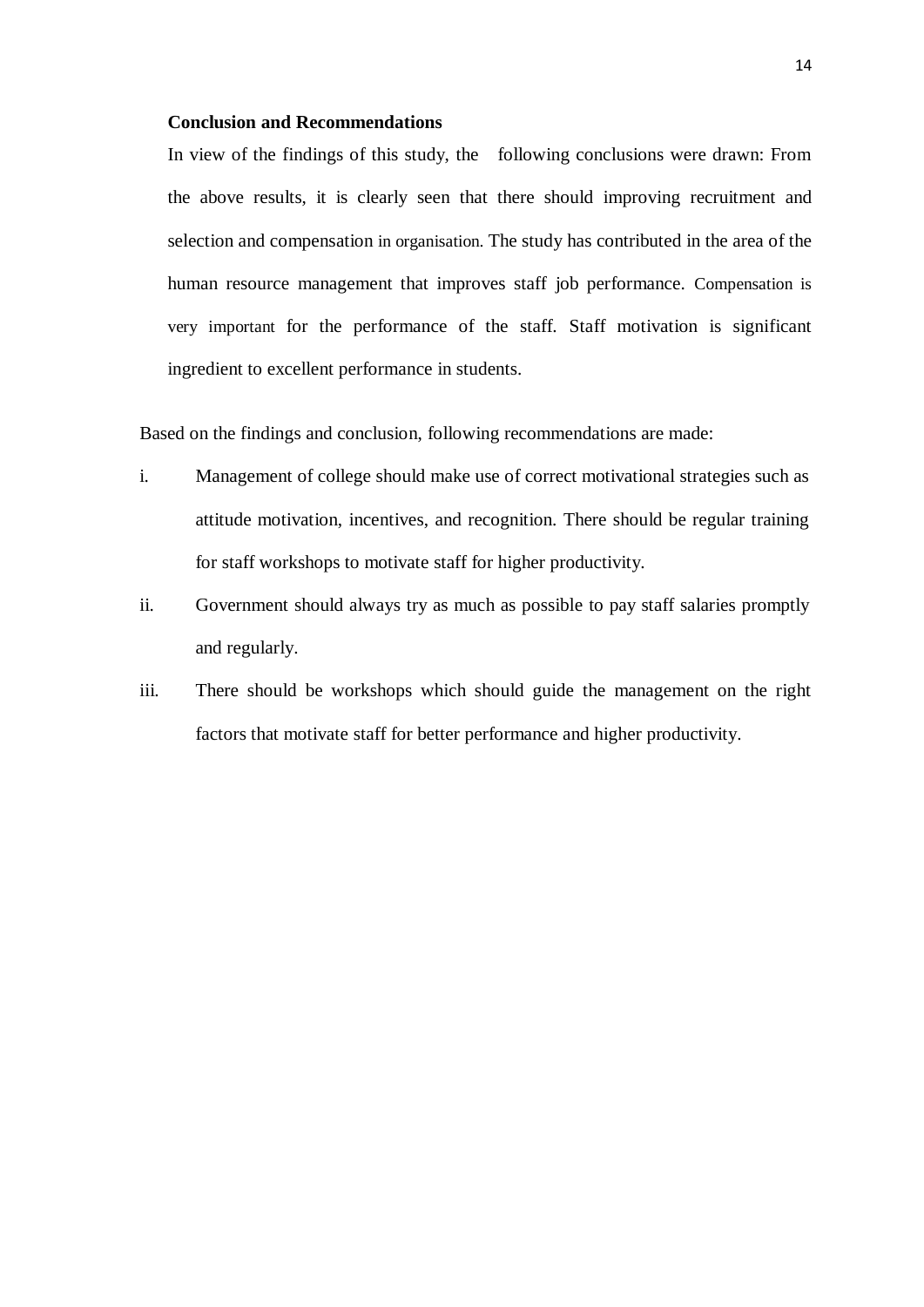**Conclusion and Recommendations**

In view of the findings of this study, the following conclusions were drawn: From the above results, it is clearly seen that there should improving recruitment and selection and compensation in organisation. The study has contributed in the area of the human resource management that improves staff job performance. Compensation is very important for the performance of the staff. Staff motivation is significant ingredient to excellent performance in students.

Based on the findings and conclusion, following recommendations are made:

i. Management of college should make use of correct motivational strategies such as attitude motivation, incentives, and recognition. There should be regular training for staff workshops to motivate staff for higher productivity.

ii. Government should always try as much as possible to pay staff salaries promptly and regularly.

iii. There should be workshops which should guide the management on the right factors that motivate staff for better performance and higher productivity.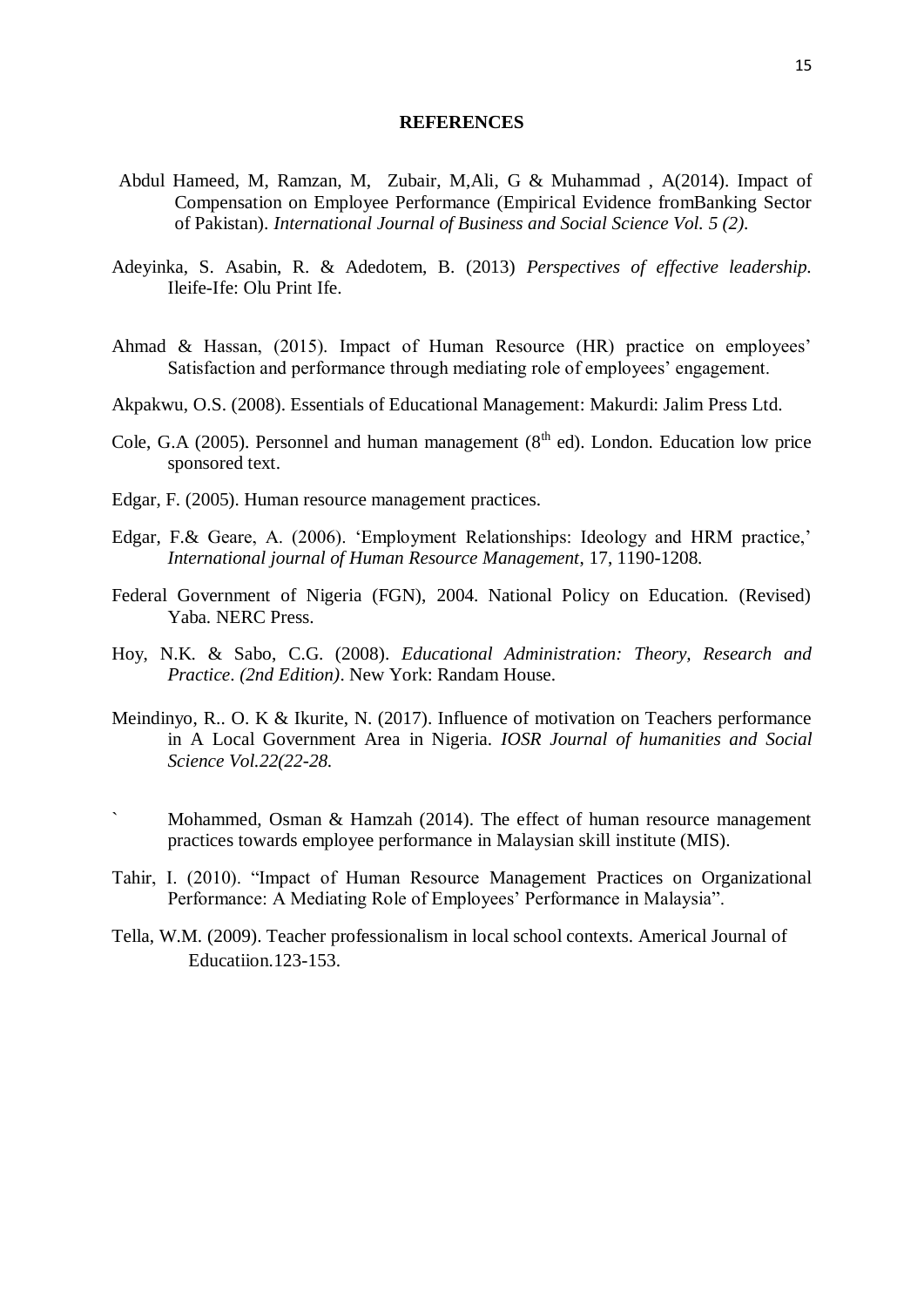## REFERENCES

Abdul Hameed, M, Ramzan, M, Zubair, M,Ali, G & Muhammad , A(2014). Impact of Compensation on Employee Performance (Empirical Evidence fromBanking Sector of Pakistan). *International Journal of Business and Social Science Vol. 5 (2).*

Adeyinka, S. Asabin, R. & Adedotem, B. (2013) *Perspectives of effective leadership.* Ileife-Ife: Olu Print Ife.

Ahmad & Hassan, (2015). Impact of Human Resource (HR) practice on employees' Satisfaction and performance through mediating role of employees' engagement.

Akpakwu, O.S. (2008). Essentials of Educational Management: Makurdi: Jalim Press Ltd.

Cole, G.A (2005). Personnel and human management (8th ed). London. Education low price sponsored text.

Edgar, F. (2005). Human resource management practices.

Edgar, F.& Geare, A. (2006). 'Employment Relationships: Ideology and HRM practice,' *International journal of Human Resource Management*, 17, 1190-1208.

Federal Government of Nigeria (FGN), 2004. National Policy on Education. (Revised) Yaba. NERC Press.

Hoy, N.K. & Sabo, C.G. (2008). *Educational Administration: Theory, Research and Practice. (2nd Edition)*. New York: Randam House.

Meindinyo, R.. O. K & Ikurite, N. (2017). Influence of motivation on Teachers performance in A Local Government Area in Nigeria. *IOSR Journal of humanities and Social Science Vol.22(22-28.*

` Mohammed, Osman & Hamzah (2014). The effect of human resource management practices towards employee performance in Malaysian skill institute (MIS).

Tahir, I. (2010). "Impact of Human Resource Management Practices on Organizational Performance: A Mediating Role of Employees' Performance in Malaysia".

Tella, W.M. (2009). Teacher professionalism in local school contexts. Americal Journal of Educatiion.123-153.